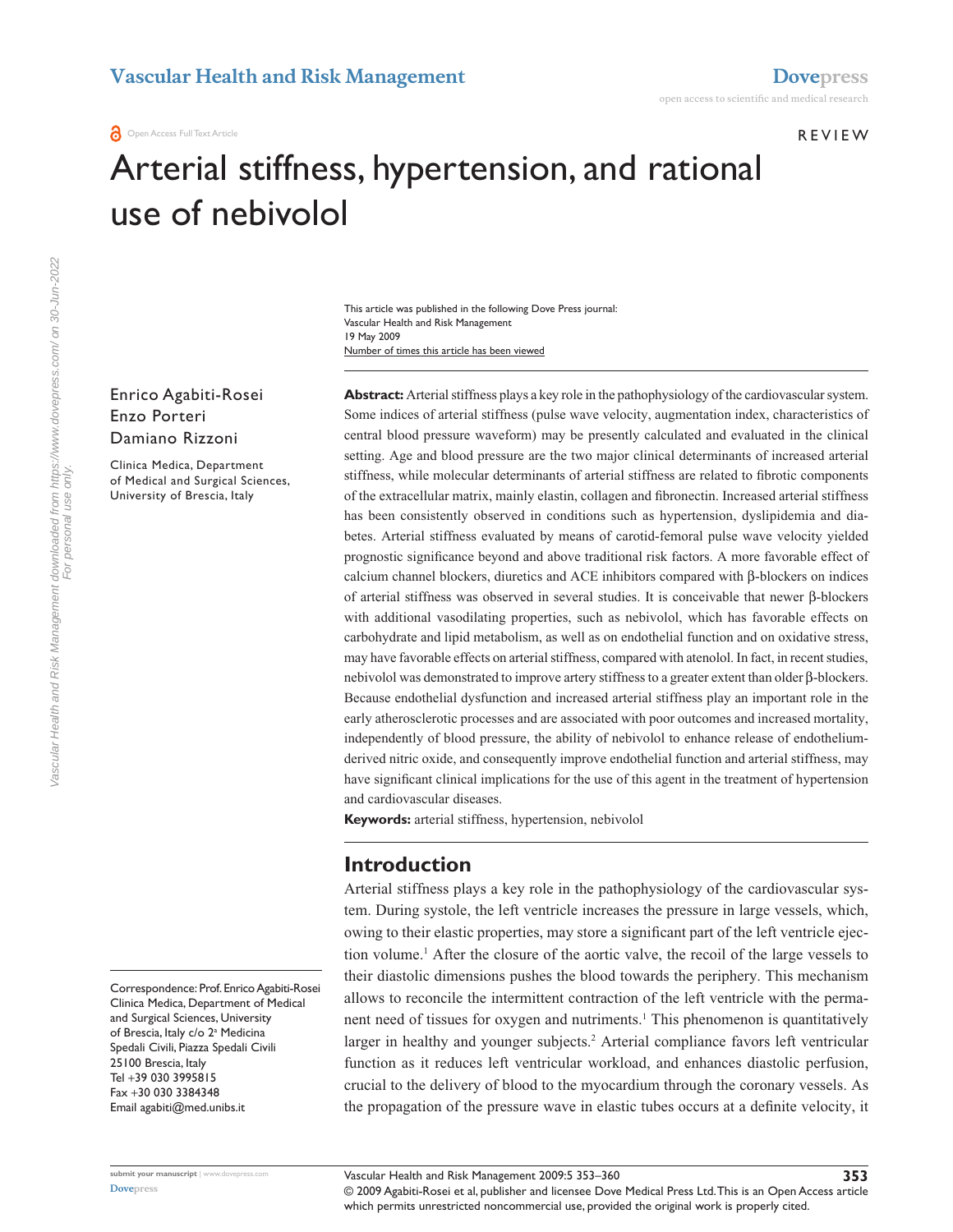# Arterial stiffness, hypertension, and rational use of nebivolol

This article was published in the following Dove Press journal:
Vascular Health and Risk Management
19 May 2009
Number of times this article has been viewed

Enrico Agabiti-Rosei
Enzo Porteri
Damiano Rizzoni

Clinica Medica, Department of Medical and Surgical Sciences, University of Brescia, Italy

Correspondence: Prof. Enrico Agabiti-Rosei
Clinica Medica, Department of Medical and Surgical Sciences, University of Brescia, Italy c/o 2a Medicina Spedali Civili, Piazza Spedali Civili 25100 Brescia, Italy
Tel +39 030 3995815
Fax +30 030 3384348
Email agabiti@med.unibs.it

**Abstract:** Arterial stiffness plays a key role in the pathophysiology of the cardiovascular system. Some indices of arterial stiffness (pulse wave velocity, augmentation index, characteristics of central blood pressure waveform) may be presently calculated and evaluated in the clinical setting. Age and blood pressure are the two major clinical determinants of increased arterial stiffness, while molecular determinants of arterial stiffness are related to fibrotic components of the extracellular matrix, mainly elastin, collagen and fibronectin. Increased arterial stiffness has been consistently observed in conditions such as hypertension, dyslipidemia and diabetes. Arterial stiffness evaluated by means of carotid-femoral pulse wave velocity yielded prognostic significance beyond and above traditional risk factors. A more favorable effect of calcium channel blockers, diuretics and ACE inhibitors compared with β-blockers on indices of arterial stiffness was observed in several studies. It is conceivable that newer β-blockers with additional vasodilating properties, such as nebivolol, which has favorable effects on carbohydrate and lipid metabolism, as well as on endothelial function and on oxidative stress, may have favorable effects on arterial stiffness, compared with atenolol. In fact, in recent studies, nebivolol was demonstrated to improve artery stiffness to a greater extent than older β-blockers. Because endothelial dysfunction and increased arterial stiffness play an important role in the early atherosclerotic processes and are associated with poor outcomes and increased mortality, independently of blood pressure, the ability of nebivolol to enhance release of endothelium-derived nitric oxide, and consequently improve endothelial function and arterial stiffness, may have significant clinical implications for the use of this agent in the treatment of hypertension and cardiovascular diseases.

**Keywords:** arterial stiffness, hypertension, nebivolol

## Introduction

Arterial stiffness plays a key role in the pathophysiology of the cardiovascular system. During systole, the left ventricle increases the pressure in large vessels, which, owing to their elastic properties, may store a significant part of the left ventricle ejection volume.[1] After the closure of the aortic valve, the recoil of the large vessels to their diastolic dimensions pushes the blood towards the periphery. This mechanism allows to reconcile the intermittent contraction of the left ventricle with the permanent need of tissues for oxygen and nutriments.[1] This phenomenon is quantitatively larger in healthy and younger subjects.[2] Arterial compliance favors left ventricular function as it reduces left ventricular workload, and enhances diastolic perfusion, crucial to the delivery of blood to the myocardium through the coronary vessels. As the propagation of the pressure wave in elastic tubes occurs at a definite velocity, it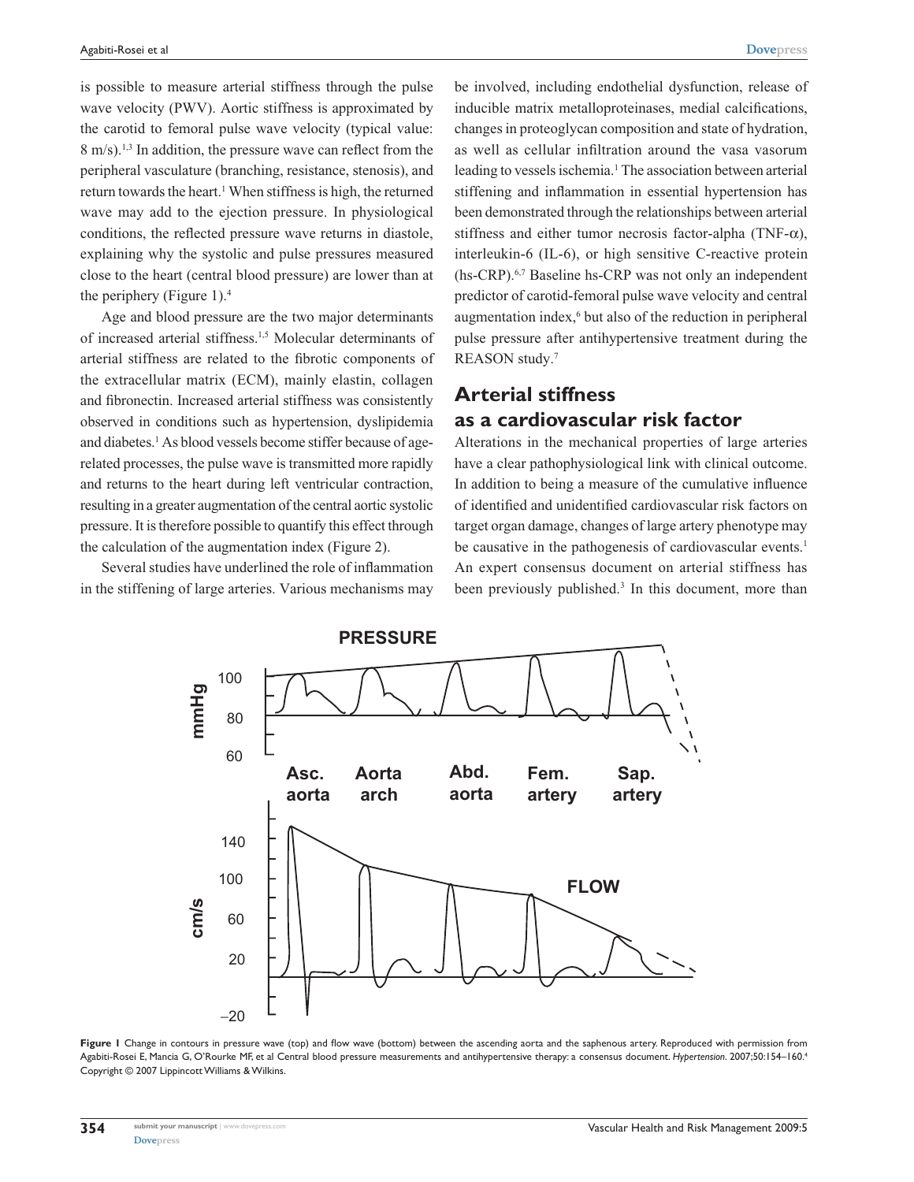is possible to measure arterial stiffness through the pulse wave velocity (PWV). Aortic stiffness is approximated by the carotid to femoral pulse wave velocity (typical value: 8 m/s).[1,3] In addition, the pressure wave can reflect from the peripheral vasculature (branching, resistance, stenosis), and return towards the heart.[1] When stiffness is high, the returned wave may add to the ejection pressure. In physiological conditions, the reflected pressure wave returns in diastole, explaining why the systolic and pulse pressures measured close to the heart (central blood pressure) are lower than at the periphery (Figure 1).[4]

Age and blood pressure are the two major determinants of increased arterial stiffness.[1,5] Molecular determinants of arterial stiffness are related to the fibrotic components of the extracellular matrix (ECM), mainly elastin, collagen and fibronectin. Increased arterial stiffness was consistently observed in conditions such as hypertension, dyslipidemia and diabetes.[1] As blood vessels become stiffer because of age-related processes, the pulse wave is transmitted more rapidly and returns to the heart during left ventricular contraction, resulting in a greater augmentation of the central aortic systolic pressure. It is therefore possible to quantify this effect through the calculation of the augmentation index (Figure 2).

Several studies have underlined the role of inflammation in the stiffening of large arteries. Various mechanisms may be involved, including endothelial dysfunction, release of inducible matrix metalloproteinases, medial calcifications, changes in proteoglycan composition and state of hydration, as well as cellular infiltration around the vasa vasorum leading to vessels ischemia.[1] The association between arterial stiffening and inflammation in essential hypertension has been demonstrated through the relationships between arterial stiffness and either tumor necrosis factor-alpha (TNF-$\alpha$), interleukin-6 (IL-6), or high sensitive C-reactive protein (hs-CRP).[6,7] Baseline hs-CRP was not only an independent predictor of carotid-femoral pulse wave velocity and central augmentation index,[6] but also of the reduction in peripheral pulse pressure after antihypertensive treatment during the REASON study.[7]

## Arterial stiffness as a cardiovascular risk factor

Alterations in the mechanical properties of large arteries have a clear pathophysiological link with clinical outcome. In addition to being a measure of the cumulative influence of identified and unidentified cardiovascular risk factors on target organ damage, changes of large artery phenotype may be causative in the pathogenesis of cardiovascular events.[1] An expert consensus document on arterial stiffness has been previously published.[3] In this document, more than

**Figure 1** Change in contours in pressure wave (top) and flow wave (bottom) between the ascending aorta and the saphenous artery. Reproduced with permission from Agabiti-Rosei E, Mancia G, O'Rourke MF, et al Central blood pressure measurements and antihypertensive therapy: a consensus document. *Hypertension*. 2007;50:154–160.[4] Copyright © 2007 Lippincott Williams & Wilkins.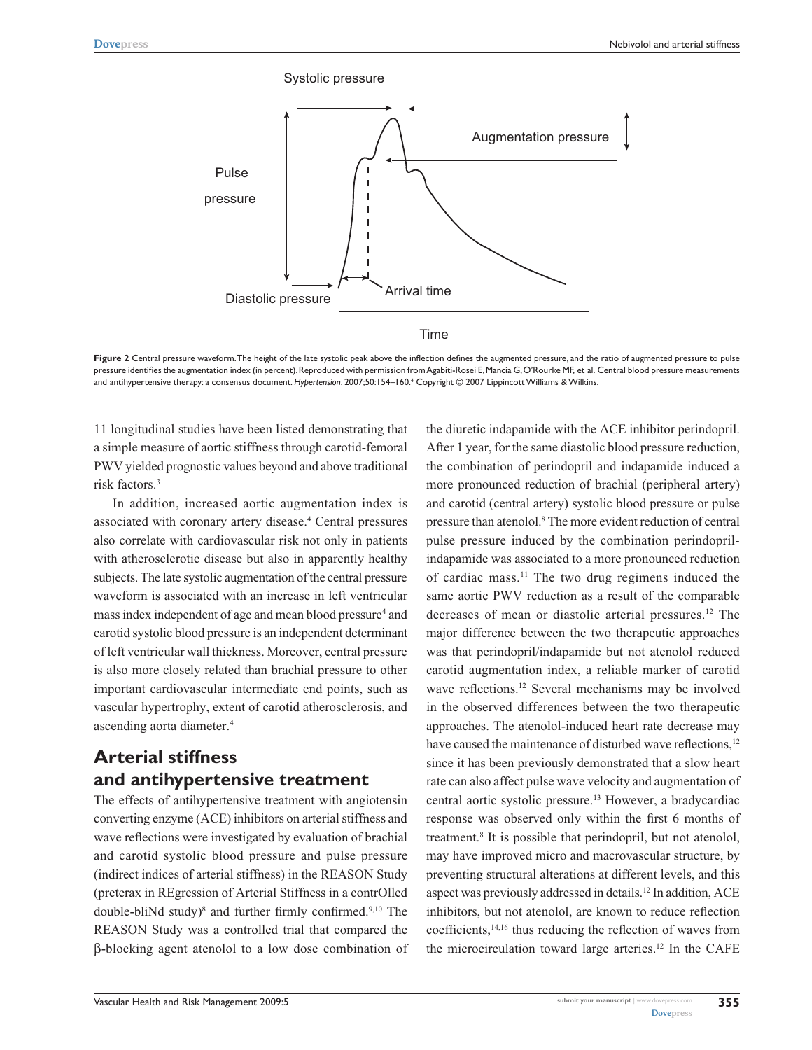Figure 2 Central pressure waveform. The height of the late systolic peak above the inflection defines the augmented pressure, and the ratio of augmented pressure to pulse pressure identifies the augmentation index (in percent). Reproduced with permission from Agabiti-Rosei E, Mancia G, O'Rourke MF, et al. Central blood pressure measurements and antihypertensive therapy: a consensus document. *Hypertension*. 2007;50:154–160.[4] Copyright © 2007 Lippincott Williams & Wilkins.

11 longitudinal studies have been listed demonstrating that a simple measure of aortic stiffness through carotid-femoral PWV yielded prognostic values beyond and above traditional risk factors.[3]

In addition, increased aortic augmentation index is associated with coronary artery disease.[4] Central pressures also correlate with cardiovascular risk not only in patients with atherosclerotic disease but also in apparently healthy subjects. The late systolic augmentation of the central pressure waveform is associated with an increase in left ventricular mass index independent of age and mean blood pressure[4] and carotid systolic blood pressure is an independent determinant of left ventricular wall thickness. Moreover, central pressure is also more closely related than brachial pressure to other important cardiovascular intermediate end points, such as vascular hypertrophy, extent of carotid atherosclerosis, and ascending aorta diameter.[4]

## Arterial stiffness and antihypertensive treatment

The effects of antihypertensive treatment with angiotensin converting enzyme (ACE) inhibitors on arterial stiffness and wave reflections were investigated by evaluation of brachial and carotid systolic blood pressure and pulse pressure (indirect indices of arterial stiffness) in the REASON Study (preterax in REgression of Arterial Stiffness in a contrOlled double-bliNd study)[8] and further firmly confirmed.[9,10] The REASON Study was a controlled trial that compared the β-blocking agent atenolol to a low dose combination of the diuretic indapamide with the ACE inhibitor perindopril. After 1 year, for the same diastolic blood pressure reduction, the combination of perindopril and indapamide induced a more pronounced reduction of brachial (peripheral artery) and carotid (central artery) systolic blood pressure or pulse pressure than atenolol.[8] The more evident reduction of central pulse pressure induced by the combination perindopril-indapamide was associated to a more pronounced reduction of cardiac mass.[11] The two drug regimens induced the same aortic PWV reduction as a result of the comparable decreases of mean or diastolic arterial pressures.[12] The major difference between the two therapeutic approaches was that perindopril/indapamide but not atenolol reduced carotid augmentation index, a reliable marker of carotid wave reflections.[12] Several mechanisms may be involved in the observed differences between the two therapeutic approaches. The atenolol-induced heart rate decrease may have caused the maintenance of disturbed wave reflections,[12] since it has been previously demonstrated that a slow heart rate can also affect pulse wave velocity and augmentation of central aortic systolic pressure.[13] However, a bradycardiac response was observed only within the first 6 months of treatment.[8] It is possible that perindopril, but not atenolol, may have improved micro and macrovascular structure, by preventing structural alterations at different levels, and this aspect was previously addressed in details.[12] In addition, ACE inhibitors, but not atenolol, are known to reduce reflection coefficients,[14,16] thus reducing the reflection of waves from the microcirculation toward large arteries.[12] In the CAFE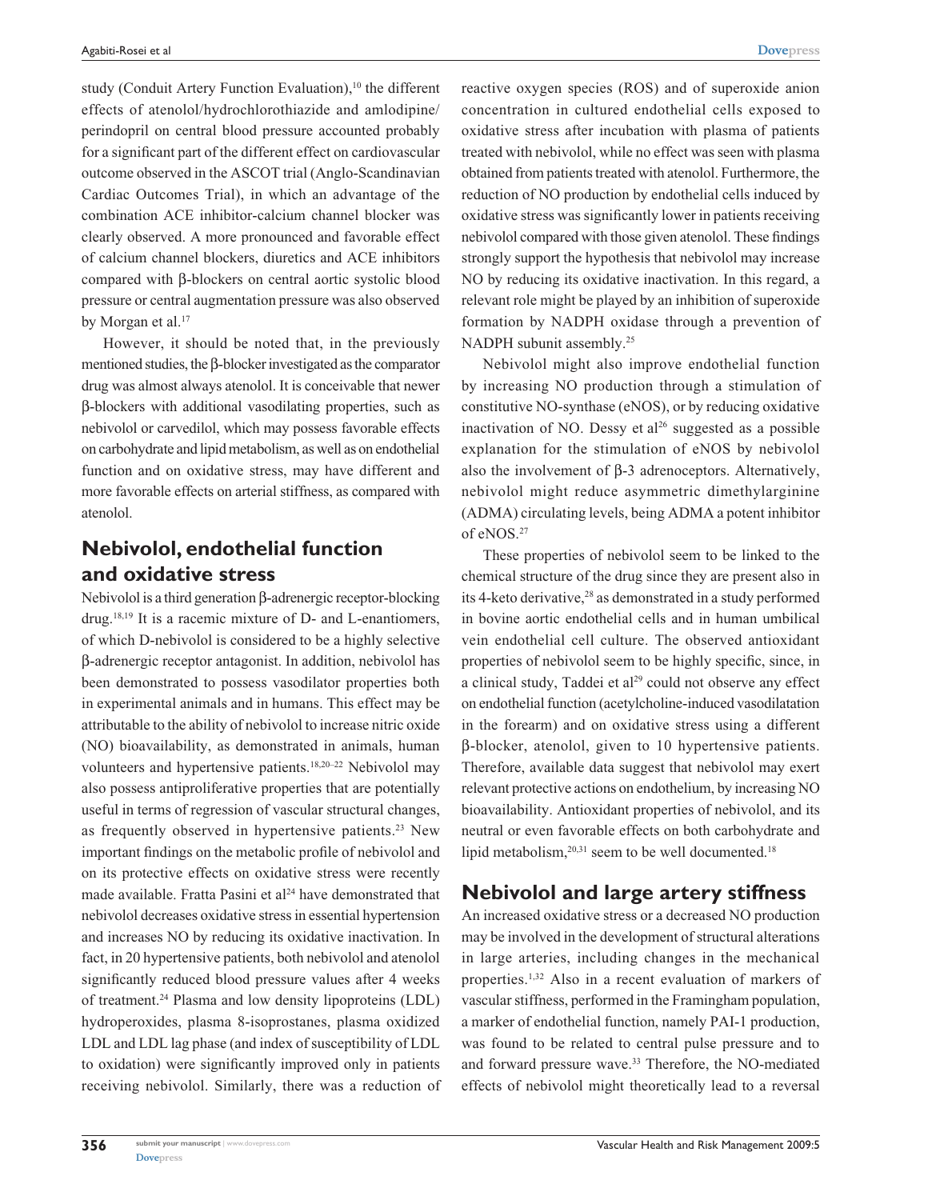study (Conduit Artery Function Evaluation),[10] the different effects of atenolol/hydrochlorothiazide and amlodipine/perindopril on central blood pressure accounted probably for a significant part of the different effect on cardiovascular outcome observed in the ASCOT trial (Anglo-Scandinavian Cardiac Outcomes Trial), in which an advantage of the combination ACE inhibitor-calcium channel blocker was clearly observed. A more pronounced and favorable effect of calcium channel blockers, diuretics and ACE inhibitors compared with β-blockers on central aortic systolic blood pressure or central augmentation pressure was also observed by Morgan et al.[17]

However, it should be noted that, in the previously mentioned studies, the β-blocker investigated as the comparator drug was almost always atenolol. It is conceivable that newer β-blockers with additional vasodilating properties, such as nebivolol or carvedilol, which may possess favorable effects on carbohydrate and lipid metabolism, as well as on endothelial function and on oxidative stress, may have different and more favorable effects on arterial stiffness, as compared with atenolol.

## Nebivolol, endothelial function and oxidative stress

Nebivolol is a third generation β-adrenergic receptor-blocking drug.[18,19] It is a racemic mixture of D- and L-enantiomers, of which D-nebivolol is considered to be a highly selective β-adrenergic receptor antagonist. In addition, nebivolol has been demonstrated to possess vasodilator properties both in experimental animals and in humans. This effect may be attributable to the ability of nebivolol to increase nitric oxide (NO) bioavailability, as demonstrated in animals, human volunteers and hypertensive patients.[18,20–22] Nebivolol may also possess antiproliferative properties that are potentially useful in terms of regression of vascular structural changes, as frequently observed in hypertensive patients.[23] New important findings on the metabolic profile of nebivolol and on its protective effects on oxidative stress were recently made available. Fratta Pasini et al[24] have demonstrated that nebivolol decreases oxidative stress in essential hypertension and increases NO by reducing its oxidative inactivation. In fact, in 20 hypertensive patients, both nebivolol and atenolol significantly reduced blood pressure values after 4 weeks of treatment.[24] Plasma and low density lipoproteins (LDL) hydroperoxides, plasma 8-isoprostanes, plasma oxidized LDL and LDL lag phase (and index of susceptibility of LDL to oxidation) were significantly improved only in patients receiving nebivolol. Similarly, there was a reduction of reactive oxygen species (ROS) and of superoxide anion concentration in cultured endothelial cells exposed to oxidative stress after incubation with plasma of patients treated with nebivolol, while no effect was seen with plasma obtained from patients treated with atenolol. Furthermore, the reduction of NO production by endothelial cells induced by oxidative stress was significantly lower in patients receiving nebivolol compared with those given atenolol. These findings strongly support the hypothesis that nebivolol may increase NO by reducing its oxidative inactivation. In this regard, a relevant role might be played by an inhibition of superoxide formation by NADPH oxidase through a prevention of NADPH subunit assembly.[25]

Nebivolol might also improve endothelial function by increasing NO production through a stimulation of constitutive NO-synthase (eNOS), or by reducing oxidative inactivation of NO. Dessy et al[26] suggested as a possible explanation for the stimulation of eNOS by nebivolol also the involvement of β-3 adrenoceptors. Alternatively, nebivolol might reduce asymmetric dimethylarginine (ADMA) circulating levels, being ADMA a potent inhibitor of eNOS.[27]

These properties of nebivolol seem to be linked to the chemical structure of the drug since they are present also in its 4-keto derivative,[28] as demonstrated in a study performed in bovine aortic endothelial cells and in human umbilical vein endothelial cell culture. The observed antioxidant properties of nebivolol seem to be highly specific, since, in a clinical study, Taddei et al[29] could not observe any effect on endothelial function (acetylcholine-induced vasodilatation in the forearm) and on oxidative stress using a different β-blocker, atenolol, given to 10 hypertensive patients. Therefore, available data suggest that nebivolol may exert relevant protective actions on endothelium, by increasing NO bioavailability. Antioxidant properties of nebivolol, and its neutral or even favorable effects on both carbohydrate and lipid metabolism,[20,31] seem to be well documented.[18]

## Nebivolol and large artery stiffness

An increased oxidative stress or a decreased NO production may be involved in the development of structural alterations in large arteries, including changes in the mechanical properties.[1,32] Also in a recent evaluation of markers of vascular stiffness, performed in the Framingham population, a marker of endothelial function, namely PAI-1 production, was found to be related to central pulse pressure and to and forward pressure wave.[33] Therefore, the NO-mediated effects of nebivolol might theoretically lead to a reversal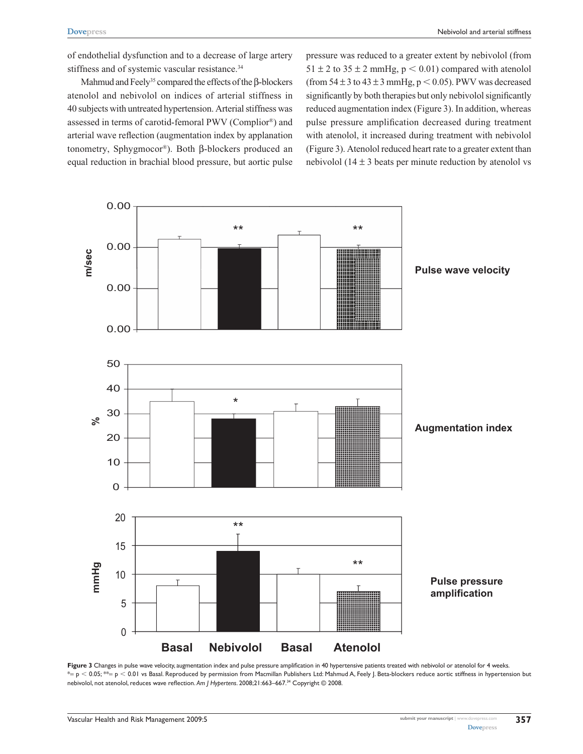of endothelial dysfunction and to a decrease of large artery stiffness and of systemic vascular resistance.[34]

Mahmud and Feely[35] compared the effects of the β-blockers atenolol and nebivolol on indices of arterial stiffness in 40 subjects with untreated hypertension. Arterial stiffness was assessed in terms of carotid-femoral PWV (Complior®) and arterial wave reflection (augmentation index by applanation tonometry, Sphygmocor®). Both β-blockers produced an equal reduction in brachial blood pressure, but aortic pulse pressure was reduced to a greater extent by nebivolol (from $51 \pm 2$ to $35 \pm 2$ mmHg, $p < 0.01$) compared with atenolol (from $54 \pm 3$ to $43 \pm 3$ mmHg, $p < 0.05$). PWV was decreased significantly by both therapies but only nebivolol significantly reduced augmentation index (Figure 3). In addition, whereas pulse pressure amplification decreased during treatment with atenolol, it increased during treatment with nebivolol (Figure 3). Atenolol reduced heart rate to a greater extent than nebivolol ($14 \pm 3$ beats per minute reduction by atenolol vs

**Figure 3** Changes in pulse wave velocity, augmentation index and pulse pressure amplification in 40 hypertensive patients treated with nebivolol or atenolol for 4 weeks. *= $p < 0.05$; **= $p < 0.01$ vs Basal. Reproduced by permission from Macmillan Publishers Ltd: Mahmud A, Feely J. Beta-blockers reduce aortic stiffness in hypertension but nebivolol, not atenolol, reduces wave reflection. *Am J Hypertens*. 2008;21:663–667.[34] Copyright © 2008.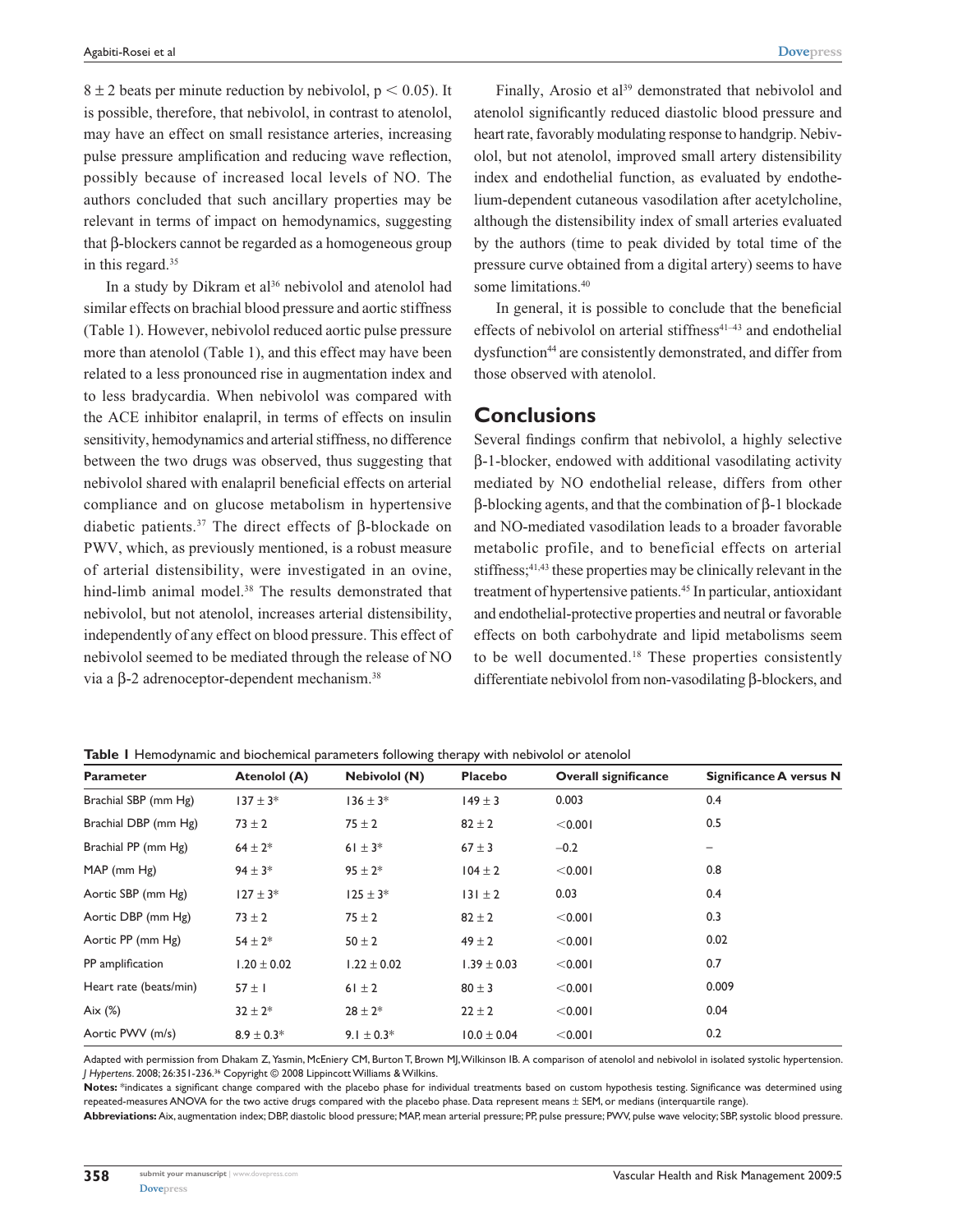$8 \pm 2$ beats per minute reduction by nebivolol, $p < 0.05$). It is possible, therefore, that nebivolol, in contrast to atenolol, may have an effect on small resistance arteries, increasing pulse pressure amplification and reducing wave reflection, possibly because of increased local levels of NO. The authors concluded that such ancillary properties may be relevant in terms of impact on hemodynamics, suggesting that β-blockers cannot be regarded as a homogeneous group in this regard.[35]

In a study by Dikram et al[36] nebivolol and atenolol had similar effects on brachial blood pressure and aortic stiffness (Table 1). However, nebivolol reduced aortic pulse pressure more than atenolol (Table 1), and this effect may have been related to a less pronounced rise in augmentation index and to less bradycardia. When nebivolol was compared with the ACE inhibitor enalapril, in terms of effects on insulin sensitivity, hemodynamics and arterial stiffness, no difference between the two drugs was observed, thus suggesting that nebivolol shared with enalapril beneficial effects on arterial compliance and on glucose metabolism in hypertensive diabetic patients.[37] The direct effects of β-blockade on PWV, which, as previously mentioned, is a robust measure of arterial distensibility, were investigated in an ovine, hind-limb animal model.[38] The results demonstrated that nebivolol, but not atenolol, increases arterial distensibility, independently of any effect on blood pressure. This effect of nebivolol seemed to be mediated through the release of NO via a β-2 adrenoceptor-dependent mechanism.[38]

Finally, Arosio et al[39] demonstrated that nebivolol and atenolol significantly reduced diastolic blood pressure and heart rate, favorably modulating response to handgrip. Nebivolol, but not atenolol, improved small artery distensibility index and endothelial function, as evaluated by endothelium-dependent cutaneous vasodilation after acetylcholine, although the distensibility index of small arteries evaluated by the authors (time to peak divided by total time of the pressure curve obtained from a digital artery) seems to have some limitations.[40]

In general, it is possible to conclude that the beneficial effects of nebivolol on arterial stiffness[41–43] and endothelial dysfunction[44] are consistently demonstrated, and differ from those observed with atenolol.

## Conclusions

Several findings confirm that nebivolol, a highly selective β-1-blocker, endowed with additional vasodilating activity mediated by NO endothelial release, differs from other β-blocking agents, and that the combination of β-1 blockade and NO-mediated vasodilation leads to a broader favorable metabolic profile, and to beneficial effects on arterial stiffness;[41,43] these properties may be clinically relevant in the treatment of hypertensive patients.[45] In particular, antioxidant and endothelial-protective properties and neutral or favorable effects on both carbohydrate and lipid metabolisms seem to be well documented.[18] These properties consistently differentiate nebivolol from non-vasodilating β-blockers, and

**Table 1** Hemodynamic and biochemical parameters following therapy with nebivolol or atenolol

| Parameter | Atenolol (A) | Nebivolol (N) | Placebo | Overall significance | Significance A versus N |
|---|---|---|---|---|---|
| Brachial SBP (mm Hg) | 137 ± 3* | 136 ± 3* | 149 ± 3 | 0.003 | 0.4 |
| Brachial DBP (mm Hg) | 73 ± 2 | 75 ± 2 | 82 ± 2 | <0.001 | 0.5 |
| Brachial PP (mm Hg) | 64 ± 2* | 61 ± 3* | 67 ± 3 | –0.2 | – |
| MAP (mm Hg) | 94 ± 3* | 95 ± 2* | 104 ± 2 | <0.001 | 0.8 |
| Aortic SBP (mm Hg) | 127 ± 3* | 125 ± 3* | 131 ± 2 | 0.03 | 0.4 |
| Aortic DBP (mm Hg) | 73 ± 2 | 75 ± 2 | 82 ± 2 | <0.001 | 0.3 |
| Aortic PP (mm Hg) | 54 ± 2* | 50 ± 2 | 49 ± 2 | <0.001 | 0.02 |
| PP amplification | 1.20 ± 0.02 | 1.22 ± 0.02 | 1.39 ± 0.03 | <0.001 | 0.7 |
| Heart rate (beats/min) | 57 ± 1 | 61 ± 2 | 80 ± 3 | <0.001 | 0.009 |
| Aix (%) | 32 ± 2* | 28 ± 2* | 22 ± 2 | <0.001 | 0.04 |
| Aortic PWV (m/s) | 8.9 ± 0.3* | 9.1 ± 0.3* | 10.0 ± 0.04 | <0.001 | 0.2 |

Adapted with permission from Dhakam Z, Yasmin, McEniery CM, Burton T, Brown MJ, Wilkinson IB. A comparison of atenolol and nebivolol in isolated systolic hypertension. *J Hypertens*. 2008; 26:351-236.[36] Copyright © 2008 Lippincott Williams & Wilkins.

**Notes:** *indicates a significant change compared with the placebo phase for individual treatments based on custom hypothesis testing. Significance was determined using repeated-measures ANOVA for the two active drugs compared with the placebo phase. Data represent means ± SEM, or medians (interquartile range).

**Abbreviations:** Aix, augmentation index; DBP, diastolic blood pressure; MAP, mean arterial pressure; PP, pulse pressure; PWV, pulse wave velocity; SBP, systolic blood pressure.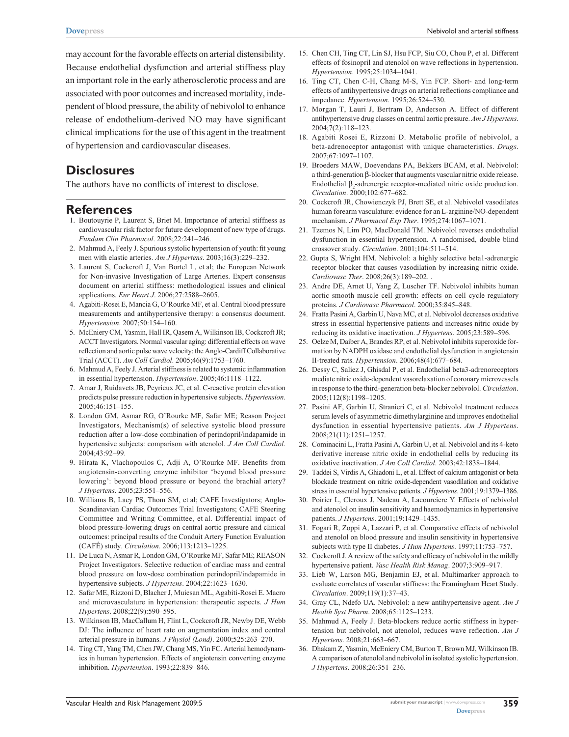may account for the favorable effects on arterial distensibility. Because endothelial dysfunction and arterial stiffness play an important role in the early atherosclerotic process and are associated with poor outcomes and increased mortality, independent of blood pressure, the ability of nebivolol to enhance release of endothelium-derived NO may have significant clinical implications for the use of this agent in the treatment of hypertension and cardiovascular diseases.

## Disclosures

The authors have no conflicts of interest to disclose.

## References

1. Boutouyrie P, Laurent S, Briet M. Importance of arterial stiffness as cardiovascular risk factor for future development of new type of drugs. *Fundam Clin Pharmacol*. 2008;22:241–246.
2. Mahmud A, Feely J. Spurious systolic hypertension of youth: fit young men with elastic arteries. *Am J Hypertens*. 2003;16(3):229–232.
3. Laurent S, Cockcroft J, Van Bortel L, et al; the European Network for Non-invasive Investigation of Large Arteries. Expert consensus document on arterial stiffness: methodological issues and clinical applications. *Eur Heart J*. 2006;27:2588–2605.
4. Agabiti-Rosei E, Mancia G, O'Rourke MF, et al. Central blood pressure measurements and antihypertensive therapy: a consensus document. *Hypertension*. 2007;50:154–160.
5. McEniery CM, Yasmin, Hall IR, Qasem A, Wilkinson IB, Cockcroft JR; ACCT Investigators. Normal vascular aging: differential effects on wave reflection and aortic pulse wave velocity: the Anglo-Cardiff Collaborative Trial (ACCT). *Am Coll Cardiol*. 2005;46(9):1753–1760.
6. Mahmud A, Feely J. Arterial stiffness is related to systemic inflammation in essential hypertension. *Hypertension*. 2005;46:1118–1122.
7. Amar J, Ruidavets JB, Peyrieux JC, et al. C-reactive protein elevation predicts pulse pressure reduction in hypertensive subjects. *Hypertension*. 2005;46:151–155.
8. London GM, Asmar RG, O'Rourke MF, Safar ME; Reason Project Investigators, Mechanism(s) of selective systolic blood pressure reduction after a low-dose combination of perindopril/indapamide in hypertensive subjects: comparison with atenolol. *J Am Coll Cardiol*. 2004;43:92–99.
9. Hirata K, Vlachopoulos C, Adji A, O'Rourke MF. Benefits from angiotensin-converting enzyme inhibitor 'beyond blood pressure lowering': beyond blood pressure or beyond the brachial artery? *J Hypertens*. 2005;23:551–556.
10. Williams B, Lacy PS, Thom SM, et al; CAFE Investigators; Anglo-Scandinavian Cardiac Outcomes Trial Investigators; CAFE Steering Committee and Writing Committee, et al. Differential impact of blood pressure-lowering drugs on central aortic pressure and clinical outcomes: principal results of the Conduit Artery Function Evaluation (CAFÉ) study. *Circulation*. 2006;113:1213–1225.
11. De Luca N, Asmar R, London GM, O'Rourke MF, Safar ME; REASON Project Investigators. Selective reduction of cardiac mass and central blood pressure on low-dose combination perindopril/indapamide in hypertensive subjects. *J Hypertens*. 2004;22:1623–1630.
12. Safar ME, Rizzoni D, Blacher J, Muiesan ML, Agabiti-Rosei E. Macro and microvasculature in hypertension: therapeutic aspects. *J Hum Hypertens*. 2008;22(9):590–595.
13. Wilkinson IB, MacCallum H, Flint L, Cockcroft JR, Newby DE, Webb DJ: The influence of heart rate on augmentation index and central arterial pressure in humans. *J Physiol (Lond)*. 2000;525:263–270.
14. Ting CT, Yang TM, Chen JW, Chang MS, Yin FC. Arterial hemodynamics in human hypertension. Effects of angiotensin converting enzyme inhibition. *Hypertension*. 1993;22:839–846.
15. Chen CH, Ting CT, Lin SJ, Hsu FCP, Siu CO, Chou P, et al. Different effects of fosinopril and atenolol on wave reflections in hypertension. *Hypertension*. 1995;25:1034–1041.
16. Ting CT, Chen C-H, Chang M-S, Yin FCP. Short- and long-term effects of antihypertensive drugs on arterial reflections compliance and impedance. *Hypertension*. 1995;26:524–530.
17. Morgan T, Lauri J, Bertram D, Anderson A. Effect of different antihypertensive drug classes on central aortic pressure. *Am J Hypertens*. 2004;7(2):118–123.
18. Agabiti Rosei E, Rizzoni D. Metabolic profile of nebivolol, a beta-adrenoceptor antagonist with unique characteristics. *Drugs*. 2007;67:1097–1107.
19. Broeders MAW, Doevendans PA, Bekkers BCAM, et al. Nebivolol: a third-generation β-blocker that augments vascular nitric oxide release. Endothelial $\beta_2$-adrenergic receptor-mediated nitric oxide production. *Circulation*. 2000;102:677–682.
20. Cockcroft JR, Chowienczyk PJ, Brett SE, et al. Nebivolol vasodilates human forearm vasculature: evidence for an L-arginine/NO-dependent mechanism. *J Pharmacol Exp Ther*. 1995;274:1067–1071.
21. Tzemos N, Lim PO, MacDonald TM. Nebivolol reverses endothelial dysfunction in essential hypertension. A randomised, double blind crossover study. *Circulation*. 2001;104:511–514.
22. Gupta S, Wright HM. Nebivolol: a highly selective beta1-adrenergic receptor blocker that causes vasodilation by increasing nitric oxide. *Cardiovasc Ther*. 2008;26(3):189–202. .
23. Andre DE, Arnet U, Yang Z, Luscher TF. Nebivolol inhibits human aortic smooth muscle cell growth: effects on cell cycle regulatory proteins. *J Cardiovasc Pharmacol*. 2000;35:845–848.
24. Fratta Pasini A, Garbin U, Nava MC, et al. Nebivolol decreases oxidative stress in essential hypertensive patients and increases nitric oxide by reducing its oxidative inactivation. *J Hypertens*. 2005;23:589–596.
25. Oelze M, Daiber A, Brandes RP, et al. Nebivolol inhibits superoxide formation by NADPH oxidase and endothelial dysfunction in angiotensin II-treated rats. *Hypertension*. 2006;48(4):677–684.
26. Dessy C, Saliez J, Ghisdal P, et al. Endothelial beta3-adrenoreceptors mediate nitric oxide-dependent vasorelaxation of coronary microvessels in response to the third-generation beta-blocker nebivolol. *Circulation*. 2005;112(8):1198–1205.
27. Pasini AF, Garbin U, Stranieri C, et al. Nebivolol treatment reduces serum levels of asymmetric dimethylarginine and improves endothelial dysfunction in essential hypertensive patients. *Am J Hypertens*. 2008;21(11):1251–1257.
28. Cominacini L, Fratta Pasini A, Garbin U, et al. Nebivolol and its 4-keto derivative increase nitric oxide in endothelial cells by reducing its oxidative inactivation. *J Am Coll Cardiol*. 2003;42:1838–1844.
29. Taddei S, Virdis A, Ghiadoni L, et al. Effect of calcium antagonist or beta blockade treatment on nitric oxide-dependent vasodilation and oxidative stress in essential hypertensive patients. *J Hypertens*. 2001;19:1379–1386.
30. Poirier L, Cleroux J, Nadeau A, Lacourciere Y. Effects of nebivolol and atenolol on insulin sensitivity and haemodynamics in hypertensive patients. *J Hypertens*. 2001;19:1429–1435.
31. Fogari R, Zoppi A, Lazzari P, et al. Comparative effects of nebivolol and atenolol on blood pressure and insulin sensitivity in hypertensive subjects with type II diabetes. *J Hum Hypertens*. 1997;11:753–757.
32. Cockcroft J. A review of the safety and efficacy of nebivolol in the mildly hypertensive patient. *Vasc Health Risk Manag*. 2007;3:909–917.
33. Lieb W, Larson MG, Benjamin EJ, et al. Multimarker approach to evaluate correlates of vascular stiffness: the Framingham Heart Study. *Circulation*. 2009;119(1):37–43.
34. Gray CL, Ndefo UA. Nebivolol: a new antihypertensive agent. *Am J Health Syst Pharm*. 2008;65:1125–1233.
35. Mahmud A, Feely J. Beta-blockers reduce aortic stiffness in hypertension but nebivolol, not atenolol, reduces wave reflection. *Am J Hypertens*. 2008;21:663–667.
36. Dhakam Z, Yasmin, McEniery CM, Burton T, Brown MJ, Wilkinson IB. A comparison of atenolol and nebivolol in isolated systolic hypertension. *J Hypertens*. 2008;26:351–236.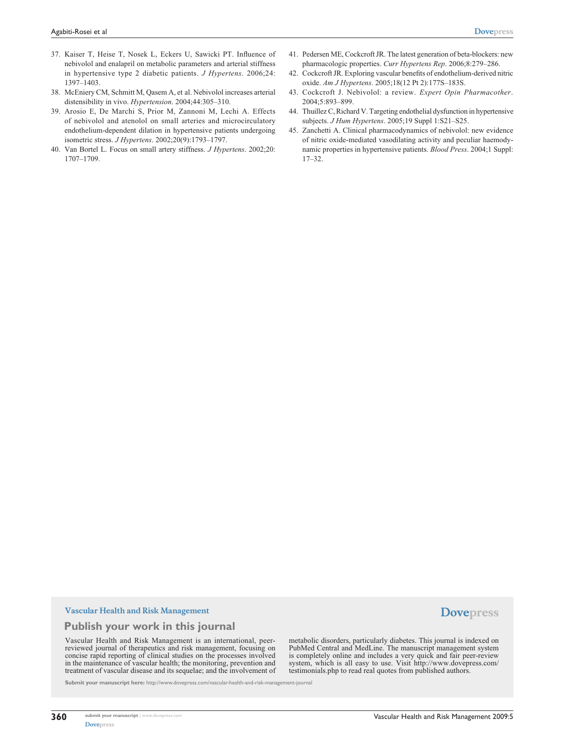37. Kaiser T, Heise T, Nosek L, Eckers U, Sawicki PT. Influence of nebivolol and enalapril on metabolic parameters and arterial stiffness in hypertensive type 2 diabetic patients. *J Hypertens*. 2006;24: 1397–1403.
38. McEniery CM, Schmitt M, Qasem A, et al. Nebivolol increases arterial distensibility in vivo. *Hypertension*. 2004;44:305–310.
39. Arosio E, De Marchi S, Prior M, Zannoni M, Lechi A. Effects of nebivolol and atenolol on small arteries and microcirculatory endothelium-dependent dilation in hypertensive patients undergoing isometric stress. *J Hypertens*. 2002;20(9):1793–1797.
40. Van Bortel L. Focus on small artery stiffness. *J Hypertens*. 2002;20: 1707–1709.
41. Pedersen ME, Cockcroft JR. The latest generation of beta-blockers: new pharmacologic properties. *Curr Hypertens Rep*. 2006;8:279–286.
42. Cockcroft JR. Exploring vascular benefits of endothelium-derived nitric oxide. *Am J Hypertens*. 2005;18(12 Pt 2):177S–183S.
43. Cockcroft J. Nebivolol: a review. *Expert Opin Pharmacother*. 2004;5:893–899.
44. Thuillez C, Richard V. Targeting endothelial dysfunction in hypertensive subjects. *J Hum Hypertens*. 2005;19 Suppl 1:S21–S25.
45. Zanchetti A. Clinical pharmacodynamics of nebivolol: new evidence of nitric oxide-mediated vasodilating activity and peculiar haemodynamic properties in hypertensive patients. *Blood Press*. 2004;1 Suppl: 17–32.

**Vascular Health and Risk Management**

**Dovepress**

## Publish your work in this journal

Vascular Health and Risk Management is an international, peer-reviewed journal of therapeutics and risk management, focusing on concise rapid reporting of clinical studies on the processes involved in the maintenance of vascular health; the monitoring, prevention and treatment of vascular disease and its sequelae; and the involvement of metabolic disorders, particularly diabetes. This journal is indexed on PubMed Central and MedLine. The manuscript management system is completely online and includes a very quick and fair peer-review system, which is all easy to use. Visit http://www.dovepress.com/testimonials.php to read real quotes from published authors.

**Submit your manuscript here:** http://www.dovepress.com/vascular-health-and-risk-management-journal